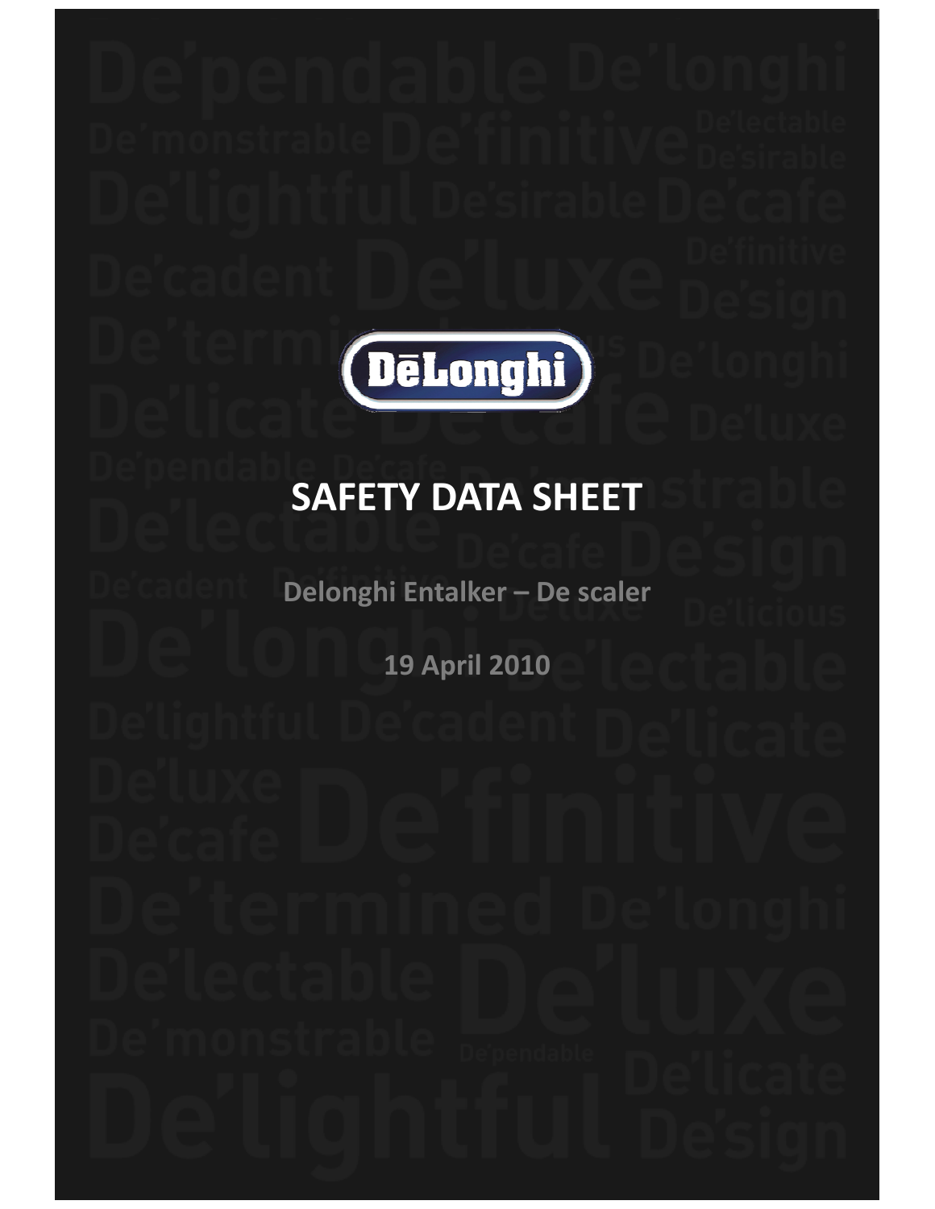# SAFETY DATA SHEET

**Delonghi Entalker – De scaler**

**19 April 2010**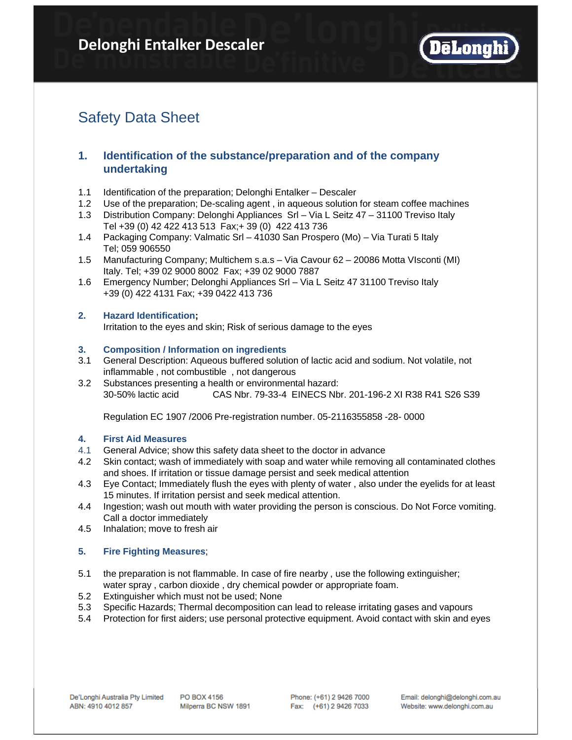# Delonghi Entalker Descaler

## Safety Data Sheet

### 1. Identification of the substance/preparation and of the company undertaking

1.1 Identification of the preparation; Delonghi Entalker – Descaler
1.2 Use of the preparation; De-scaling agent , in aqueous solution for steam coffee machines
1.3 Distribution Company: Delonghi Appliances Srl – Via L Seitz 47 – 31100 Treviso Italy
Tel +39 (0) 42 422 413 513 Fax;+ 39 (0) 422 413 736
1.4 Packaging Company: Valmatic Srl – 41030 San Prospero (Mo) – Via Turati 5 Italy
Tel; 059 906550
1.5 Manufacturing Company; Multichem s.a.s – Via Cavour 62 – 20086 Motta VIsconti (MI)
Italy. Tel; +39 02 9000 8002 Fax; +39 02 9000 7887
1.6 Emergency Number; Delonghi Appliances Srl – Via L Seitz 47 31100 Treviso Italy
+39 (0) 422 4131 Fax; +39 0422 413 736

### 2. Hazard Identification;

Irritation to the eyes and skin; Risk of serious damage to the eyes

### 3. Composition / Information on ingredients

3.1 General Description: Aqueous buffered solution of lactic acid and sodium. Not volatile, not inflammable , not combustible , not dangerous
3.2 Substances presenting a health or environmental hazard:
30-50% lactic acid CAS Nbr. 79-33-4 EINECS Nbr. 201-196-2 XI R38 R41 S26 S39

Regulation EC 1907 /2006 Pre-registration number. 05-2116355858 -28- 0000

### 4. First Aid Measures

4.1 General Advice; show this safety data sheet to the doctor in advance
4.2 Skin contact; wash of immediately with soap and water while removing all contaminated clothes and shoes. If irritation or tissue damage persist and seek medical attention
4.3 Eye Contact; Immediately flush the eyes with plenty of water , also under the eyelids for at least 15 minutes. If irritation persist and seek medical attention.
4.4 Ingestion; wash out mouth with water providing the person is conscious. Do Not Force vomiting. Call a doctor immediately
4.5 Inhalation; move to fresh air

### 5. Fire Fighting Measures;

5.1 the preparation is not flammable. In case of fire nearby , use the following extinguisher; water spray , carbon dioxide , dry chemical powder or appropriate foam.
5.2 Extinguisher which must not be used; None
5.3 Specific Hazards; Thermal decomposition can lead to release irritating gases and vapours
5.4 Protection for first aiders; use personal protective equipment. Avoid contact with skin and eyes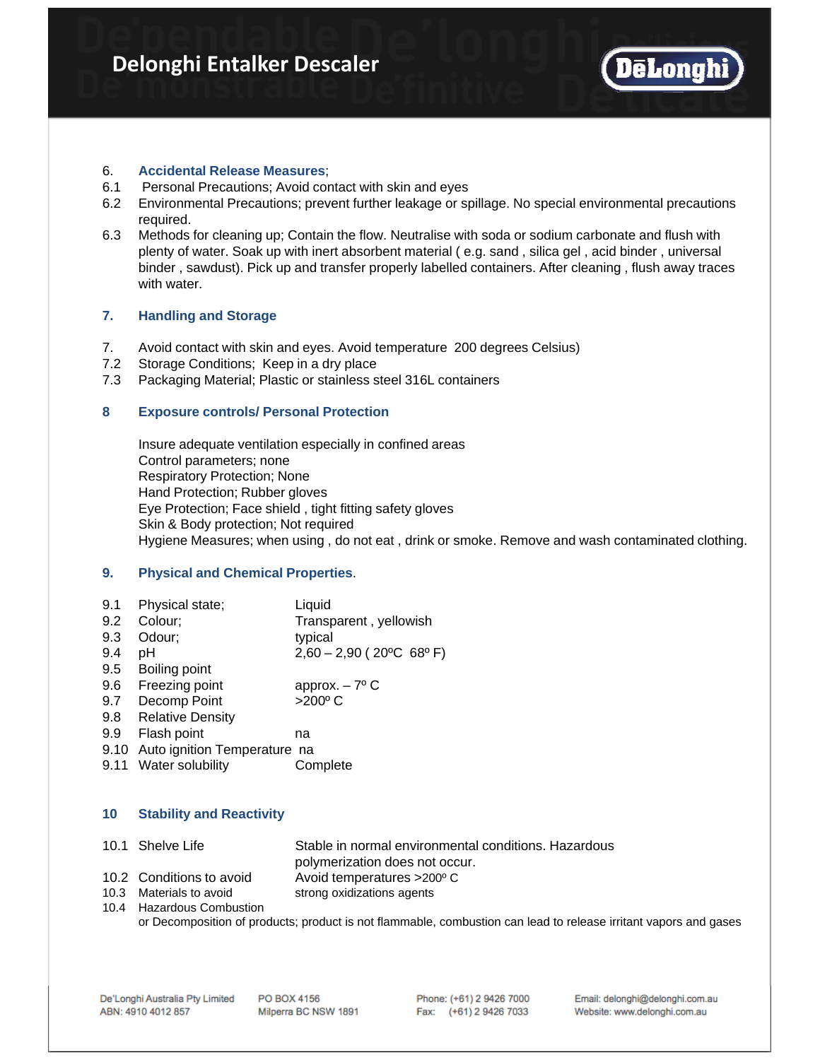# Delonghi Entalker Descaler

6. **Accidental Release Measures**;
6.1 Personal Precautions; Avoid contact with skin and eyes
6.2 Environmental Precautions; prevent further leakage or spillage. No special environmental precautions required.
6.3 Methods for cleaning up; Contain the flow. Neutralise with soda or sodium carbonate and flush with plenty of water. Soak up with inert absorbent material ( e.g. sand , silica gel , acid binder , universal binder , sawdust). Pick up and transfer properly labelled containers. After cleaning , flush away traces with water.

## 7. Handling and Storage

7. Avoid contact with skin and eyes. Avoid temperature 200 degrees Celsius)
7.2 Storage Conditions; Keep in a dry place
7.3 Packaging Material; Plastic or stainless steel 316L containers

## 8 Exposure controls/ Personal Protection

Insure adequate ventilation especially in confined areas
Control parameters; none
Respiratory Protection; None
Hand Protection; Rubber gloves
Eye Protection; Face shield , tight fitting safety gloves
Skin & Body protection; Not required
Hygiene Measures; when using , do not eat , drink or smoke. Remove and wash contaminated clothing.

## 9. Physical and Chemical Properties.

| | | |
|---|---|---|
| 9.1 | Physical state; | Liquid |
| 9.2 | Colour; | Transparent , yellowish |
| 9.3 | Odour; | typical |
| 9.4 | pH | 2,60 – 2,90 ( 20ºC 68º F) |
| 9.5 | Boiling point | |
| 9.6 | Freezing point | approx. – 7º C |
| 9.7 | Decomp Point | >200º C |
| 9.8 | Relative Density | |
| 9.9 | Flash point | na |
| 9.10 | Auto ignition Temperature | na |
| 9.11 | Water solubility | Complete |

## 10 Stability and Reactivity

| | | |
|---|---|---|
| 10.1 | Shelve Life | Stable in normal environmental conditions. Hazardous polymerization does not occur. |
| 10.2 | Conditions to avoid | Avoid temperatures >200º C |
| 10.3 | Materials to avoid | strong oxidizations agents |
| 10.4 | Hazardous Combustion | |

or Decomposition of products; product is not flammable, combustion can lead to release irritant vapors and gases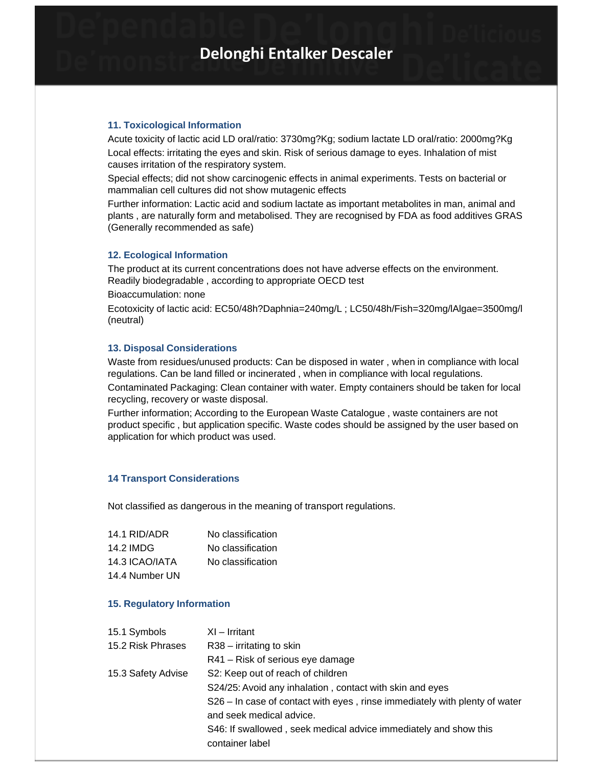# Delonghi Entalker Descaler

### 11. Toxicological Information

Acute toxicity of lactic acid LD oral/ratio: 3730mg?Kg; sodium lactate LD oral/ratio: 2000mg?Kg

Local effects: irritating the eyes and skin. Risk of serious damage to eyes. Inhalation of mist causes irritation of the respiratory system.

Special effects; did not show carcinogenic effects in animal experiments. Tests on bacterial or mammalian cell cultures did not show mutagenic effects

Further information: Lactic acid and sodium lactate as important metabolites in man, animal and plants , are naturally form and metabolised. They are recognised by FDA as food additives GRAS (Generally recommended as safe)

### 12. Ecological Information

The product at its current concentrations does not have adverse effects on the environment. Readily biodegradable , according to appropriate OECD test

Bioaccumulation: none

Ecotoxicity of lactic acid: EC50/48h?Daphnia=240mg/L ; LC50/48h/Fish=320mg/lAlgae=3500mg/l (neutral)

### 13. Disposal Considerations

Waste from residues/unused products: Can be disposed in water , when in compliance with local regulations. Can be land filled or incinerated , when in compliance with local regulations.

Contaminated Packaging: Clean container with water. Empty containers should be taken for local recycling, recovery or waste disposal.

Further information; According to the European Waste Catalogue , waste containers are not product specific , but application specific. Waste codes should be assigned by the user based on application for which product was used.

### 14 Transport Considerations

Not classified as dangerous in the meaning of transport regulations.

| | |
|---|---|
| 14.1 RID/ADR | No classification |
| 14.2 IMDG | No classification |
| 14.3 ICAO/IATA | No classification |
| 14.4 Number UN | |

### 15. Regulatory Information

| | |
|---|---|
| 15.1 Symbols | XI – Irritant |
| 15.2 Risk Phrases | R38 – irritating to skin |
| | R41 – Risk of serious eye damage |
| 15.3 Safety Advise | S2: Keep out of reach of children |
| | S24/25: Avoid any inhalation , contact with skin and eyes |
| | S26 – In case of contact with eyes , rinse immediately with plenty of water and seek medical advice. |
| | S46: If swallowed , seek medical advice immediately and show this container label |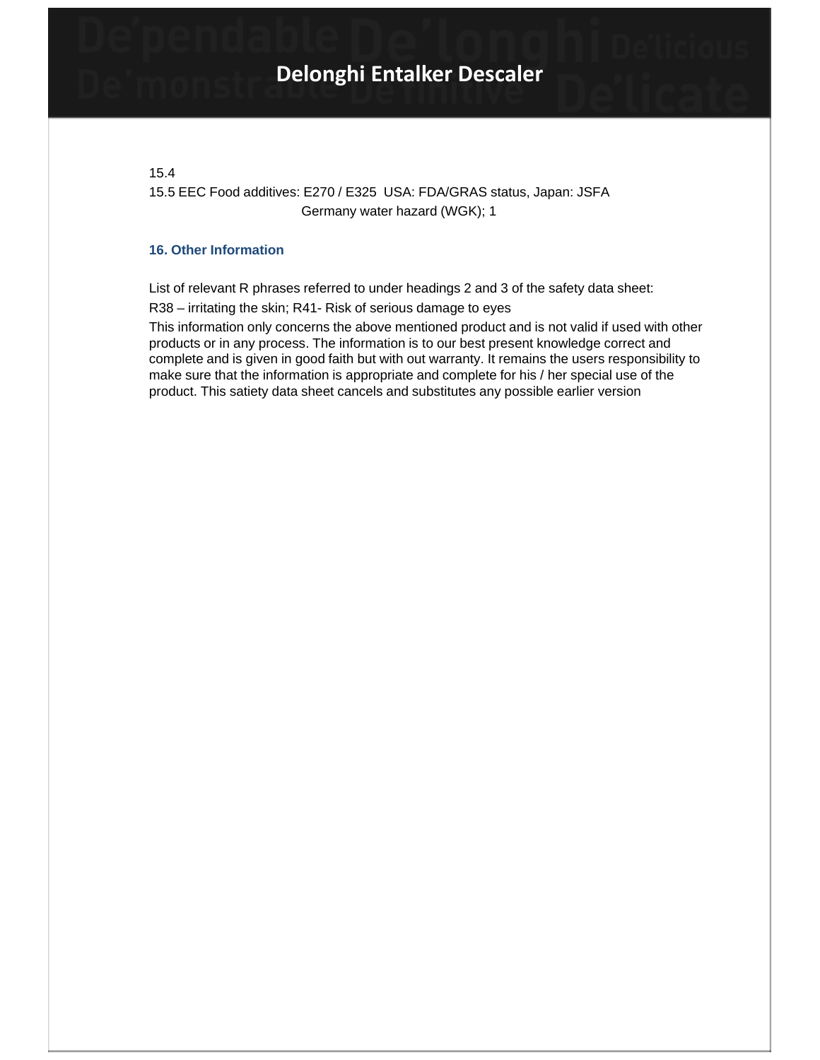15.4

15.5 EEC Food additives: E270 / E325 USA: FDA/GRAS status, Japan: JSFA
Germany water hazard (WGK); 1

## 16. Other Information

List of relevant R phrases referred to under headings 2 and 3 of the safety data sheet:

R38 – irritating the skin; R41- Risk of serious damage to eyes

This information only concerns the above mentioned product and is not valid if used with other products or in any process. The information is to our best present knowledge correct and complete and is given in good faith but with out warranty. It remains the users responsibility to make sure that the information is appropriate and complete for his / her special use of the product. This satiety data sheet cancels and substitutes any possible earlier version